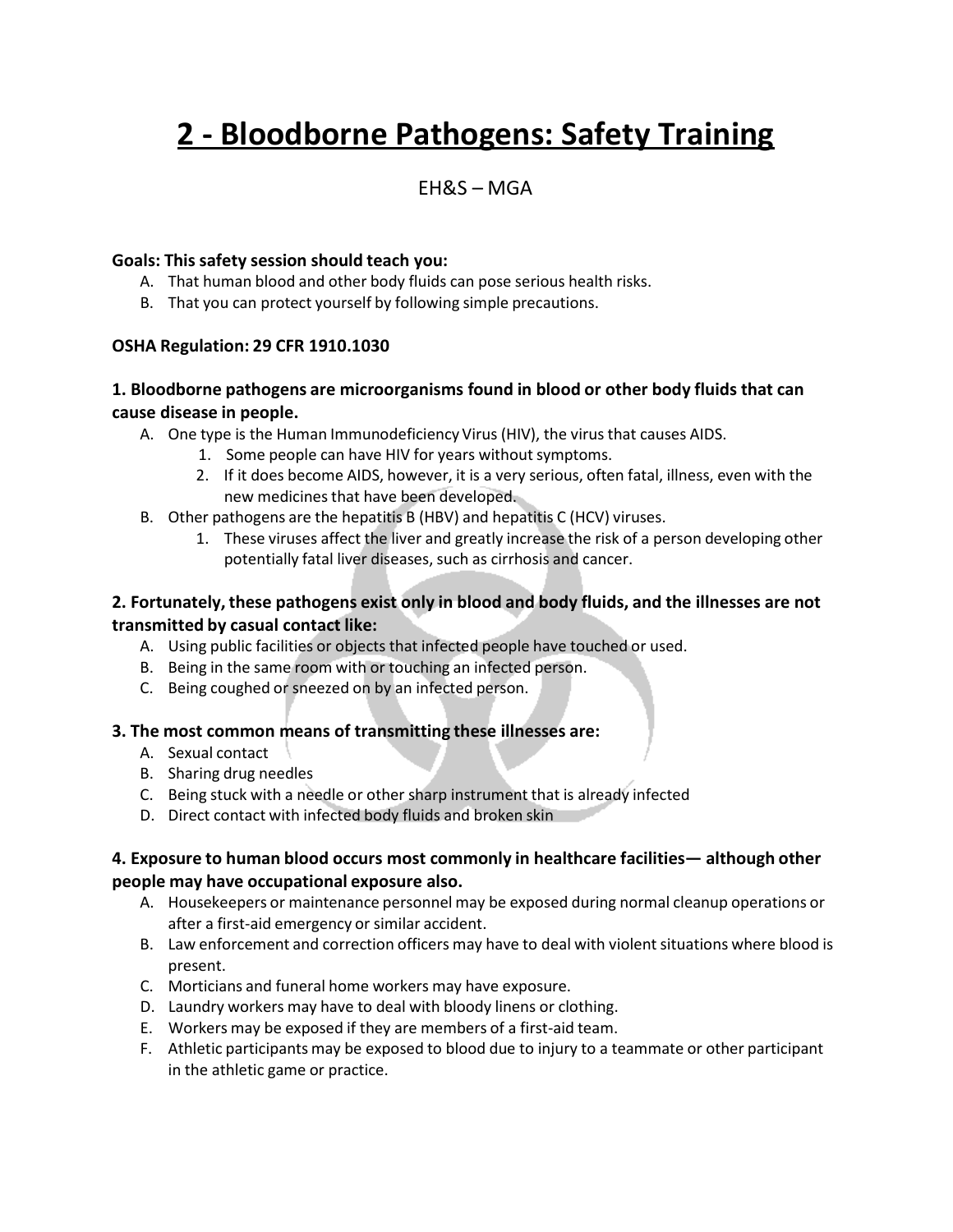# 2 - Bloodborne Pathogens: Safety Training

EH&S – MGA

**Goals: This safety session should teach you:**

A. That human blood and other body fluids can pose serious health risks.
B. That you can protect yourself by following simple precautions.

**OSHA Regulation: 29 CFR 1910.1030**

### 1. Bloodborne pathogens are microorganisms found in blood or other body fluids that can cause disease in people.

A. One type is the Human Immunodeficiency Virus (HIV), the virus that causes AIDS.
   1. Some people can have HIV for years without symptoms.
   2. If it does become AIDS, however, it is a very serious, often fatal, illness, even with the new medicines that have been developed.

B. Other pathogens are the hepatitis B (HBV) and hepatitis C (HCV) viruses.
   1. These viruses affect the liver and greatly increase the risk of a person developing other potentially fatal liver diseases, such as cirrhosis and cancer.

### 2. Fortunately, these pathogens exist only in blood and body fluids, and the illnesses are not transmitted by casual contact like:

A. Using public facilities or objects that infected people have touched or used.
B. Being in the same room with or touching an infected person.
C. Being coughed or sneezed on by an infected person.

### 3. The most common means of transmitting these illnesses are:

A. Sexual contact
B. Sharing drug needles
C. Being stuck with a needle or other sharp instrument that is already infected
D. Direct contact with infected body fluids and broken skin

### 4. Exposure to human blood occurs most commonly in healthcare facilities— although other people may have occupational exposure also.

A. Housekeepers or maintenance personnel may be exposed during normal cleanup operations or after a first-aid emergency or similar accident.
B. Law enforcement and correction officers may have to deal with violent situations where blood is present.
C. Morticians and funeral home workers may have exposure.
D. Laundry workers may have to deal with bloody linens or clothing.
E. Workers may be exposed if they are members of a first-aid team.
F. Athletic participants may be exposed to blood due to injury to a teammate or other participant in the athletic game or practice.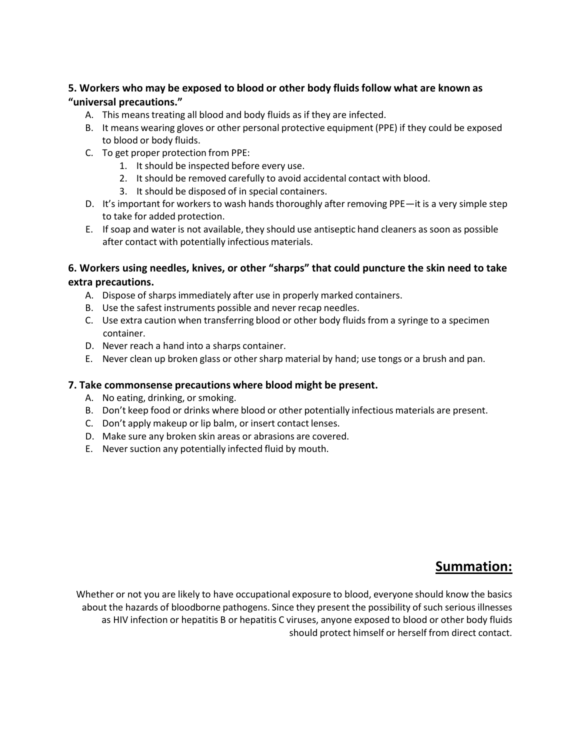**5. Workers who may be exposed to blood or other body fluids follow what are known as "universal precautions."**

A. This means treating all blood and body fluids as if they are infected.
B. It means wearing gloves or other personal protective equipment (PPE) if they could be exposed to blood or body fluids.
C. To get proper protection from PPE:
   1. It should be inspected before every use.
   2. It should be removed carefully to avoid accidental contact with blood.
   3. It should be disposed of in special containers.
D. It's important for workers to wash hands thoroughly after removing PPE—it is a very simple step to take for added protection.
E. If soap and water is not available, they should use antiseptic hand cleaners as soon as possible after contact with potentially infectious materials.

**6. Workers using needles, knives, or other "sharps" that could puncture the skin need to take extra precautions.**

A. Dispose of sharps immediately after use in properly marked containers.
B. Use the safest instruments possible and never recap needles.
C. Use extra caution when transferring blood or other body fluids from a syringe to a specimen container.
D. Never reach a hand into a sharps container.
E. Never clean up broken glass or other sharp material by hand; use tongs or a brush and pan.

**7. Take commonsense precautions where blood might be present.**

A. No eating, drinking, or smoking.
B. Don't keep food or drinks where blood or other potentially infectious materials are present.
C. Don't apply makeup or lip balm, or insert contact lenses.
D. Make sure any broken skin areas or abrasions are covered.
E. Never suction any potentially infected fluid by mouth.

## Summation:

Whether or not you are likely to have occupational exposure to blood, everyone should know the basics about the hazards of bloodborne pathogens. Since they present the possibility of such serious illnesses as HIV infection or hepatitis B or hepatitis C viruses, anyone exposed to blood or other body fluids should protect himself or herself from direct contact.